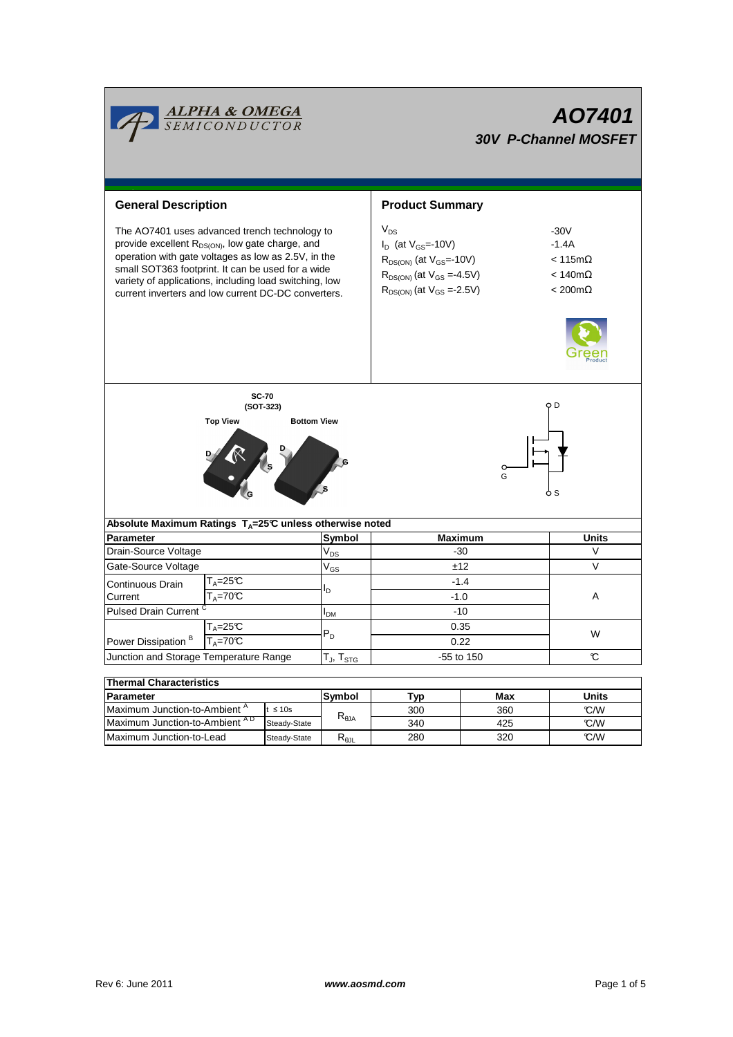ALPHA & OMEGA SEMICONDUCTOR

# AO7401

## 30V P-Channel MOSFET

## General Description

The AO7401 uses advanced trench technology to provide excellent $R_{DS(ON)}$, low gate charge, and operation with gate voltages as low as 2.5V, in the small SOT363 footprint. It can be used for a wide variety of applications, including load switching, low current inverters and low current DC-DC converters.

## Product Summary

| | |
|---|---|
| $V_{DS}$ | -30V |
| $I_D$ (at $V_{GS}$=-10V) | -1.4A |
| $R_{DS(ON)}$ (at $V_{GS}$=-10V) | < 115mΩ |
| $R_{DS(ON)}$ (at $V_{GS}$ =-4.5V) | < 140mΩ |
| $R_{DS(ON)}$ (at $V_{GS}$ =-2.5V) | < 200mΩ |

Green Product

SC-70 (SOT-323)

Top View / Bottom View

D, G, S

## Absolute Maximum Ratings $T_A$=25℃ unless otherwise noted

| Parameter | | Symbol | Maximum | Units |
|---|---|---|---|---|
| Drain-Source Voltage | | $V_{DS}$ | -30 | V |
| Gate-Source Voltage | | $V_{GS}$ | ±12 | V |
| Continuous Drain Current | $T_A$=25℃ | $I_D$ | -1.4 | A |
| | $T_A$=70℃ | | -1.0 | |
| Pulsed Drain Current [C] | | $I_{DM}$ | -10 | |
| Power Dissipation [B] | $T_A$=25℃ | $P_D$ | 0.35 | W |
| | $T_A$=70℃ | | 0.22 | |
| Junction and Storage Temperature Range | | $T_J$, $T_{STG}$ | -55 to 150 | ℃ |

## Thermal Characteristics

| Parameter | | Symbol | Typ | Max | Units |
|---|---|---|---|---|---|
| Maximum Junction-to-Ambient [A] | t ≤ 10s | $R_{θJA}$ | 300 | 360 | ℃/W |
| Maximum Junction-to-Ambient [A D] | Steady-State | | 340 | 425 | ℃/W |
| Maximum Junction-to-Lead | Steady-State | $R_{θJL}$ | 280 | 320 | ℃/W |

Rev 6: June 2011 www.aosmd.com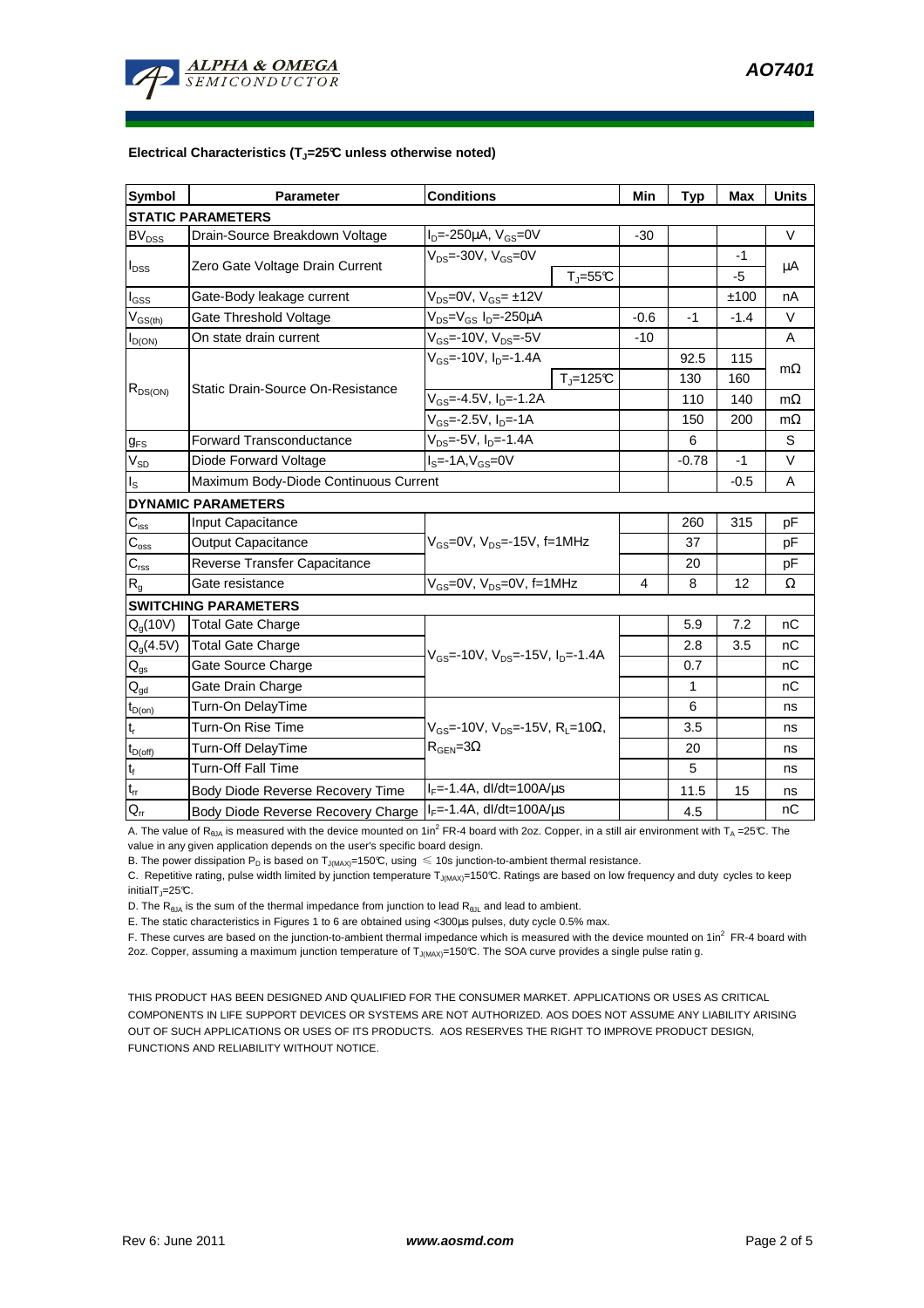**Electrical Characteristics ($T_J$=25°C unless otherwise noted)**

| Symbol | Parameter | Conditions | | Min | Typ | Max | Units |
|---|---|---|---|---|---|---|---|
| **STATIC PARAMETERS** | | | | | | | |
| $BV_{DSS}$ | Drain-Source Breakdown Voltage | $I_D$=-250µA, $V_{GS}$=0V | | -30 | | | V |
| $I_{DSS}$ | Zero Gate Voltage Drain Current | $V_{DS}$=-30V, $V_{GS}$=0V | | | | -1 | µA |
| | | | $T_J$=55°C | | | -5 | |
| $I_{GSS}$ | Gate-Body leakage current | $V_{DS}$=0V, $V_{GS}$= ±12V | | | | ±100 | nA |
| $V_{GS(th)}$ | Gate Threshold Voltage | $V_{DS}$=$V_{GS}$ $I_D$=-250µA | | -0.6 | -1 | -1.4 | V |
| $I_{D(ON)}$ | On state drain current | $V_{GS}$=-10V, $V_{DS}$=-5V | | -10 | | | A |
| $R_{DS(ON)}$ | Static Drain-Source On-Resistance | $V_{GS}$=-10V, $I_D$=-1.4A | | | 92.5 | 115 | mΩ |
| | | | $T_J$=125°C | | 130 | 160 | |
| | | $V_{GS}$=-4.5V, $I_D$=-1.2A | | | 110 | 140 | mΩ |
| | | $V_{GS}$=-2.5V, $I_D$=-1A | | | 150 | 200 | mΩ |
| $g_{FS}$ | Forward Transconductance | $V_{DS}$=-5V, $I_D$=-1.4A | | | 6 | | S |
| $V_{SD}$ | Diode Forward Voltage | $I_S$=-1A,$V_{GS}$=0V | | | -0.78 | -1 | V |
| $I_S$ | Maximum Body-Diode Continuous Current | | | | | -0.5 | A |
| **DYNAMIC PARAMETERS** | | | | | | | |
| $C_{iss}$ | Input Capacitance | $V_{GS}$=0V, $V_{DS}$=-15V, f=1MHz | | | 260 | 315 | pF |
| $C_{oss}$ | Output Capacitance | | | | 37 | | pF |
| $C_{rss}$ | Reverse Transfer Capacitance | | | | 20 | | pF |
| $R_g$ | Gate resistance | $V_{GS}$=0V, $V_{DS}$=0V, f=1MHz | | 4 | 8 | 12 | Ω |
| **SWITCHING PARAMETERS** | | | | | | | |
| $Q_g$(10V) | Total Gate Charge | $V_{GS}$=-10V, $V_{DS}$=-15V, $I_D$=-1.4A | | | 5.9 | 7.2 | nC |
| $Q_g$(4.5V) | Total Gate Charge | | | | 2.8 | 3.5 | nC |
| $Q_{gs}$ | Gate Source Charge | | | | 0.7 | | nC |
| $Q_{gd}$ | Gate Drain Charge | | | | 1 | | nC |
| $t_{D(on)}$ | Turn-On DelayTime | $V_{GS}$=-10V, $V_{DS}$=-15V, $R_L$=10Ω, $R_{GEN}$=3Ω | | | 6 | | ns |
| $t_r$ | Turn-On Rise Time | | | | 3.5 | | ns |
| $t_{D(off)}$ | Turn-Off DelayTime | | | | 20 | | ns |
| $t_f$ | Turn-Off Fall Time | | | | 5 | | ns |
| $t_{rr}$ | Body Diode Reverse Recovery Time | $I_F$=-1.4A, dI/dt=100A/µs | | | 11.5 | 15 | ns |
| $Q_{rr}$ | Body Diode Reverse Recovery Charge | $I_F$=-1.4A, dI/dt=100A/µs | | | 4.5 | | nC |

A. The value of $R_{\theta JA}$ is measured with the device mounted on 1in² FR-4 board with 2oz. Copper, in a still air environment with $T_A$ =25°C. The value in any given application depends on the user's specific board design.

B. The power dissipation $P_D$ is based on $T_{J(MAX)}$=150°C, using ≤ 10s junction-to-ambient thermal resistance.

C. Repetitive rating, pulse width limited by junction temperature $T_{J(MAX)}$=150°C. Ratings are based on low frequency and duty cycles to keep initial $T_J$=25°C.

D. The $R_{\theta JA}$ is the sum of the thermal impedance from junction to lead $R_{\theta JL}$ and lead to ambient.

E. The static characteristics in Figures 1 to 6 are obtained using <300µs pulses, duty cycle 0.5% max.

F. These curves are based on the junction-to-ambient thermal impedance which is measured with the device mounted on 1in² FR-4 board with 2oz. Copper, assuming a maximum junction temperature of $T_{J(MAX)}$=150°C. The SOA curve provides a single pulse rating.

THIS PRODUCT HAS BEEN DESIGNED AND QUALIFIED FOR THE CONSUMER MARKET. APPLICATIONS OR USES AS CRITICAL COMPONENTS IN LIFE SUPPORT DEVICES OR SYSTEMS ARE NOT AUTHORIZED. AOS DOES NOT ASSUME ANY LIABILITY ARISING OUT OF SUCH APPLICATIONS OR USES OF ITS PRODUCTS. AOS RESERVES THE RIGHT TO IMPROVE PRODUCT DESIGN, FUNCTIONS AND RELIABILITY WITHOUT NOTICE.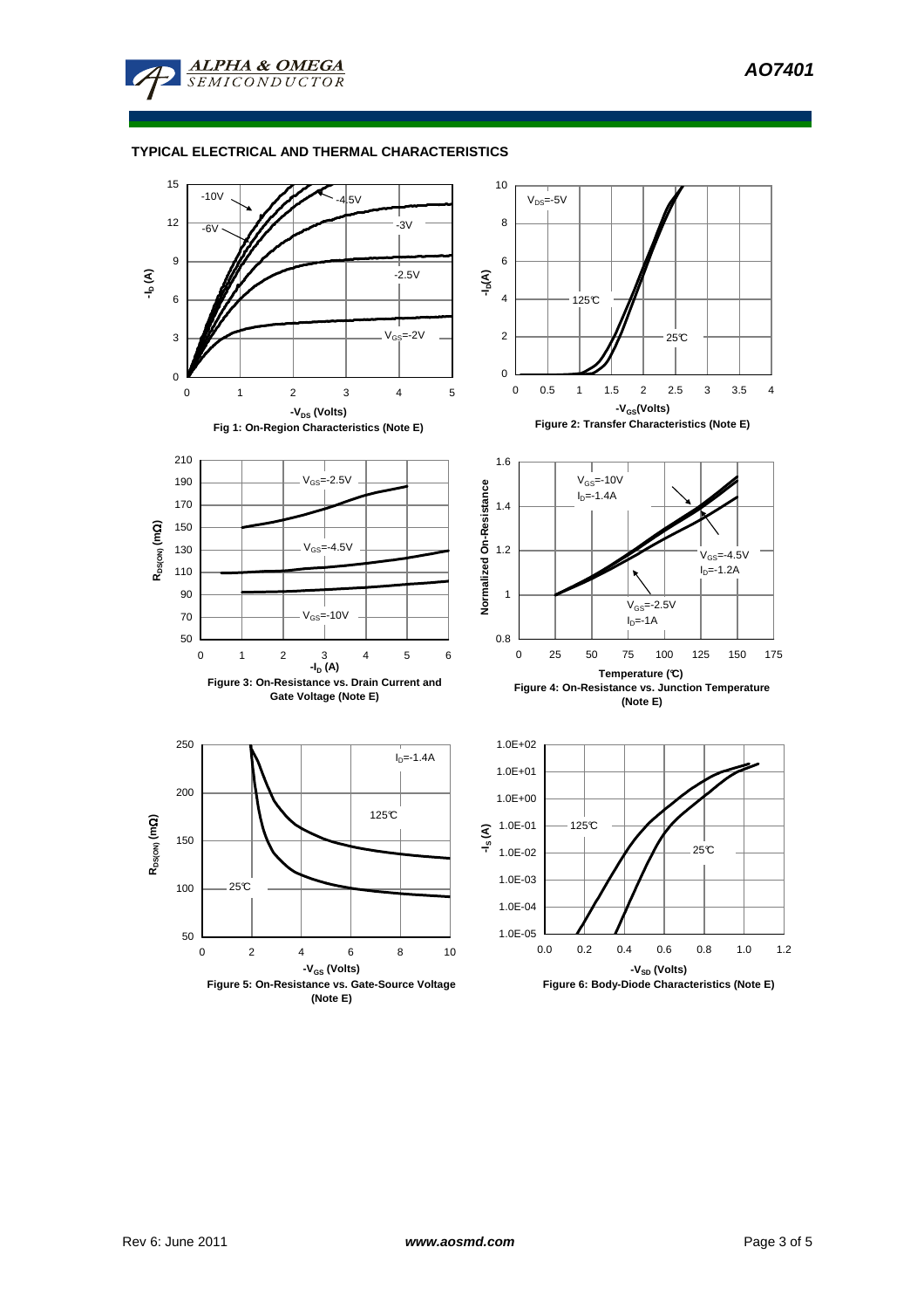### TYPICAL ELECTRICAL AND THERMAL CHARACTERISTICS

Fig 1: On-Region Characteristics (Note E)

Figure 2: Transfer Characteristics (Note E)

Figure 3: On-Resistance vs. Drain Current and Gate Voltage (Note E)

Figure 4: On-Resistance vs. Junction Temperature (Note E)

Figure 5: On-Resistance vs. Gate-Source Voltage (Note E)

Figure 6: Body-Diode Characteristics (Note E)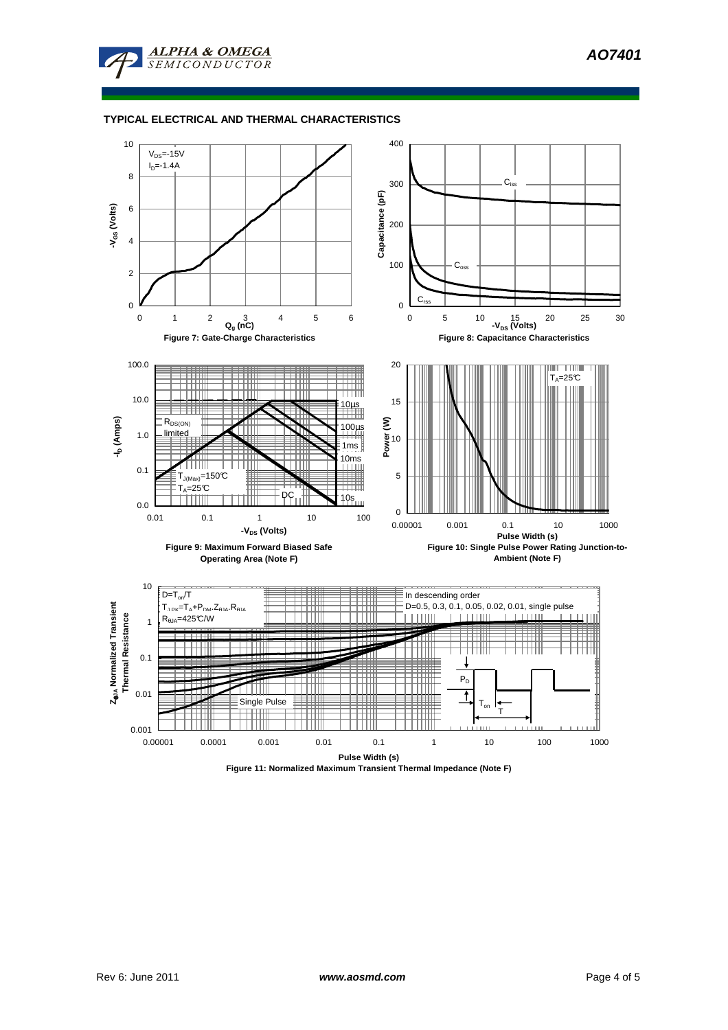## TYPICAL ELECTRICAL AND THERMAL CHARACTERISTICS

$V_{DS}$=-15V
$I_D$=-1.4A

$-V_{GS}$ (Volts)

$Q_g$ (nC)

Figure 7: Gate-Charge Characteristics

$C_{iss}$

$C_{oss}$

$C_{rss}$

Capacitance (pF)

$-V_{DS}$ (Volts)

Figure 8: Capacitance Characteristics

$R_{DS(ON)}$ limited

10µs

100µs

1ms

10ms

10s

DC

$T_{J(Max)}$=150°C
$T_A$=25°C

$-I_D$ (Amps)

$-V_{DS}$ (Volts)

Figure 9: Maximum Forward Biased Safe Operating Area (Note F)

$T_A$=25°C

Power (W)

Pulse Width (s)

Figure 10: Single Pulse Power Rating Junction-to-Ambient (Note F)

$D=T_{on}/T$
$T_{J,PK}=T_A+P_{DM}.Z_{\theta JA}.R_{\theta JA}$
$R_{\theta JA}$=425°C/W

In descending order
D=0.5, 0.3, 0.1, 0.05, 0.02, 0.01, single pulse

Single Pulse

$P_D$

$T_{on}$

T

$Z_{\theta JA}$ Normalized Transient Thermal Resistance

Pulse Width (s)

Figure 11: Normalized Maximum Transient Thermal Impedance (Note F)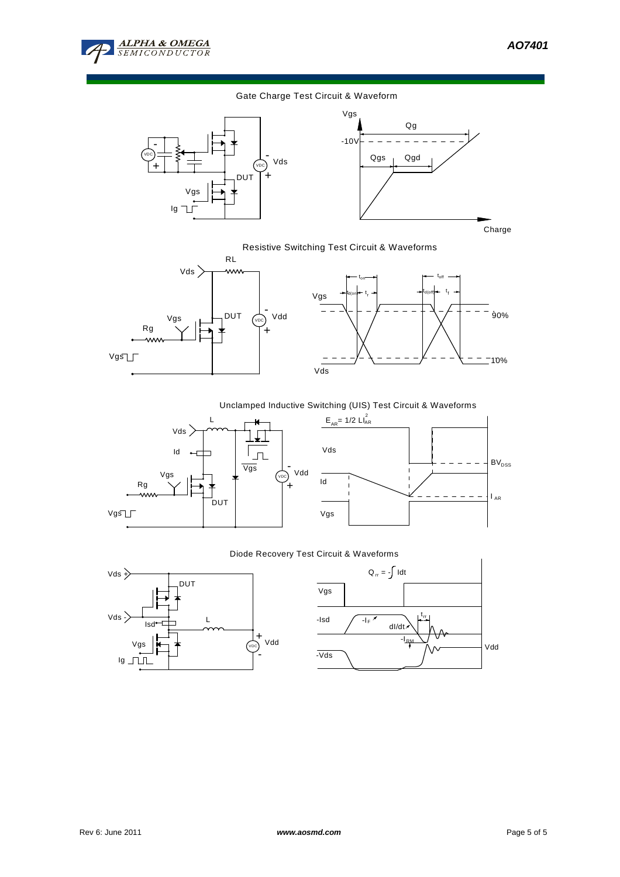## Gate Charge Test Circuit & Waveform

VDC

DUT

Vds

Vgs

Ig

Vgs

Qg

-10V

Qgs

Qgd

Charge

## Resistive Switching Test Circuit & Waveforms

RL

Vds

DUT

Vgs

Rg

Vgs

Vdd

VDC

$t_{on}$

$t_{off}$

$t_{d(on)}$

$t_r$

$t_{d(off)}$

$t_f$

Vgs

90%

10%

Vds

## Unclamped Inductive Switching (UIS) Test Circuit & Waveforms

L

Vds

Id

Vgs

Rg

Vgs

DUT

Vgs

Vdd

VDC

$E_{AR} = 1/2\ LI_{AR}^2$

Vds

$BV_{DSS}$

Id

$I_{AR}$

Vgs

## Diode Recovery Test Circuit & Waveforms

Vds +

DUT

Vds -

Isd

L

Vgs

Ig

Vdd

VDC

$Q_{rr} = -\int Idt$

Vgs

-Isd

$-I_F$

dI/dt

$t_{rr}$

$-I_{RM}$

Vdd

-Vds